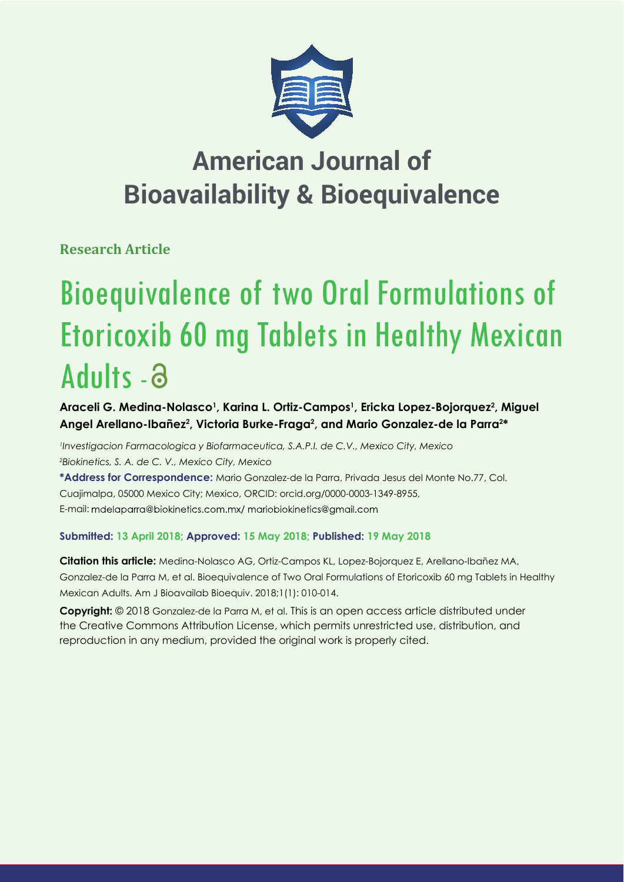# American Journal of Bioavailability & Bioequivalence

**Research Article**

# Bioequivalence of two Oral Formulations of Etoricoxib 60 mg Tablets in Healthy Mexican Adults - ә

**Araceli G. Medina-Nolasco[1], Karina L. Ortiz-Campos[1], Ericka Lopez-Bojorquez[2], Miguel Angel Arellano-Ibañez[2], Victoria Burke-Fraga[2], and Mario Gonzalez-de la Parra[2]\***

[1]*Investigacion Farmacologica y Biofarmaceutica, S.A.P.I. de C.V., Mexico City, Mexico*
[2]*Biokinetics, S. A. de C. V., Mexico City, Mexico*

**\*Address for Correspondence:** Mario Gonzalez-de la Parra, Privada Jesus del Monte No.77, Col. Cuajimalpa, 05000 Mexico City; Mexico, ORCID: orcid.org/0000-0003-1349-8955, E-mail: mdelaparra@biokinetics.com.mx/ mariobiokinetics@gmail.com

**Submitted: 13 April 2018; Approved: 15 May 2018; Published: 19 May 2018**

**Citation this article:** Medina-Nolasco AG, Ortiz-Campos KL, Lopez-Bojorquez E, Arellano-Ibañez MA, Gonzalez-de la Parra M, et al. Bioequivalence of Two Oral Formulations of Etoricoxib 60 mg Tablets in Healthy Mexican Adults. Am J Bioavailab Bioequiv. 2018;1(1): 010-014.

**Copyright:** © 2018 Gonzalez-de la Parra M, et al. This is an open access article distributed under the Creative Commons Attribution License, which permits unrestricted use, distribution, and reproduction in any medium, provided the original work is properly cited.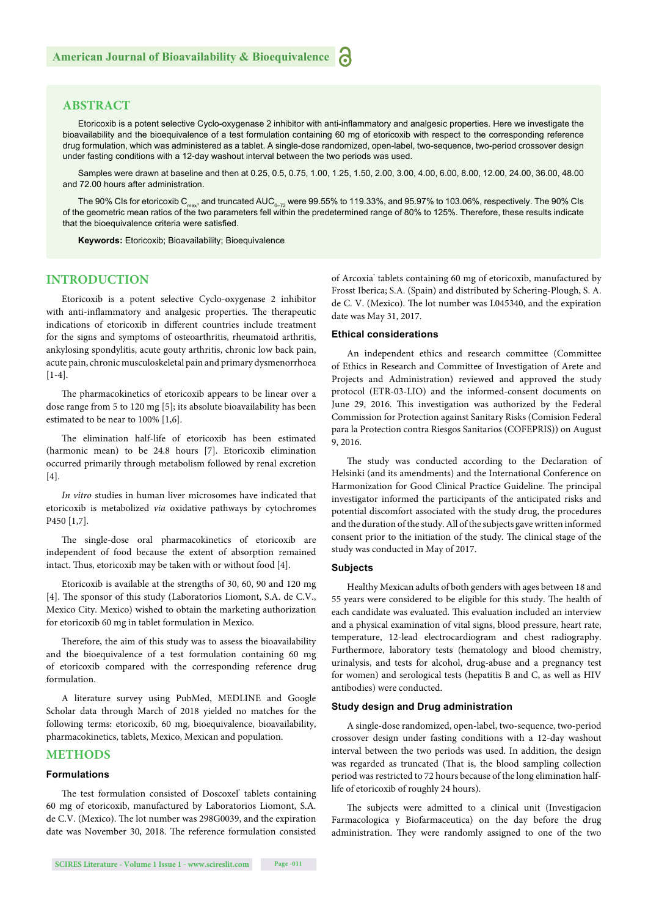## ABSTRACT

Etoricoxib is a potent selective Cyclo-oxygenase 2 inhibitor with anti-inflammatory and analgesic properties. Here we investigate the bioavailability and the bioequivalence of a test formulation containing 60 mg of etoricoxib with respect to the corresponding reference drug formulation, which was administered as a tablet. A single-dose randomized, open-label, two-sequence, two-period crossover design under fasting conditions with a 12-day washout interval between the two periods was used.

Samples were drawn at baseline and then at 0.25, 0.5, 0.75, 1.00, 1.25, 1.50, 2.00, 3.00, 4.00, 6.00, 8.00, 12.00, 24.00, 36.00, 48.00 and 72.00 hours after administration.

The 90% CIs for etoricoxib $C_{max}$, and truncated $AUC_{0-72}$ were 99.55% to 119.33%, and 95.97% to 103.06%, respectively. The 90% CIs of the geometric mean ratios of the two parameters fell within the predetermined range of 80% to 125%. Therefore, these results indicate that the bioequivalence criteria were satisfied.

**Keywords:** Etoricoxib; Bioavailability; Bioequivalence

## INTRODUCTION

Etoricoxib is a potent selective Cyclo-oxygenase 2 inhibitor with anti-inflammatory and analgesic properties. The therapeutic indications of etoricoxib in different countries include treatment for the signs and symptoms of osteoarthritis, rheumatoid arthritis, ankylosing spondylitis, acute gouty arthritis, chronic low back pain, acute pain, chronic musculoskeletal pain and primary dysmenorrhoea [1-4].

The pharmacokinetics of etoricoxib appears to be linear over a dose range from 5 to 120 mg [5]; its absolute bioavailability has been estimated to be near to 100% [1,6].

The elimination half-life of etoricoxib has been estimated (harmonic mean) to be 24.8 hours [7]. Etoricoxib elimination occurred primarily through metabolism followed by renal excretion [4].

*In vitro* studies in human liver microsomes have indicated that etoricoxib is metabolized *via* oxidative pathways by cytochromes P450 [1,7].

The single-dose oral pharmacokinetics of etoricoxib are independent of food because the extent of absorption remained intact. Thus, etoricoxib may be taken with or without food [4].

Etoricoxib is available at the strengths of 30, 60, 90 and 120 mg [4]. The sponsor of this study (Laboratorios Liomont, S.A. de C.V., Mexico City. Mexico) wished to obtain the marketing authorization for etoricoxib 60 mg in tablet formulation in Mexico.

Therefore, the aim of this study was to assess the bioavailability and the bioequivalence of a test formulation containing 60 mg of etoricoxib compared with the corresponding reference drug formulation.

A literature survey using PubMed, MEDLINE and Google Scholar data through March of 2018 yielded no matches for the following terms: etoricoxib, 60 mg, bioequivalence, bioavailability, pharmacokinetics, tablets, Mexico, Mexican and population.

## METHODS

### Formulations

The test formulation consisted of Doscoxel® tablets containing 60 mg of etoricoxib, manufactured by Laboratorios Liomont, S.A. de C.V. (Mexico). The lot number was 298G0039, and the expiration date was November 30, 2018. The reference formulation consisted of Arcoxia® tablets containing 60 mg of etoricoxib, manufactured by Frosst Iberica; S.A. (Spain) and distributed by Schering-Plough, S. A. de C. V. (Mexico). The lot number was L045340, and the expiration date was May 31, 2017.

### Ethical considerations

An independent ethics and research committee (Committee of Ethics in Research and Committee of Investigation of Arete and Projects and Administration) reviewed and approved the study protocol (ETR-03-LIO) and the informed-consent documents on June 29, 2016. This investigation was authorized by the Federal Commission for Protection against Sanitary Risks (Comision Federal para la Protection contra Riesgos Sanitarios (COFEPRIS)) on August 9, 2016.

The study was conducted according to the Declaration of Helsinki (and its amendments) and the International Conference on Harmonization for Good Clinical Practice Guideline. The principal investigator informed the participants of the anticipated risks and potential discomfort associated with the study drug, the procedures and the duration of the study. All of the subjects gave written informed consent prior to the initiation of the study. The clinical stage of the study was conducted in May of 2017.

### Subjects

Healthy Mexican adults of both genders with ages between 18 and 55 years were considered to be eligible for this study. The health of each candidate was evaluated. This evaluation included an interview and a physical examination of vital signs, blood pressure, heart rate, temperature, 12-lead electrocardiogram and chest radiography. Furthermore, laboratory tests (hematology and blood chemistry, urinalysis, and tests for alcohol, drug-abuse and a pregnancy test for women) and serological tests (hepatitis B and C, as well as HIV antibodies) were conducted.

### Study design and Drug administration

A single-dose randomized, open-label, two-sequence, two-period crossover design under fasting conditions with a 12-day washout interval between the two periods was used. In addition, the design was regarded as truncated (That is, the blood sampling collection period was restricted to 72 hours because of the long elimination half-life of etoricoxib of roughly 24 hours).

The subjects were admitted to a clinical unit (Investigacion Farmacologica y Biofarmaceutica) on the day before the drug administration. They were randomly assigned to one of the two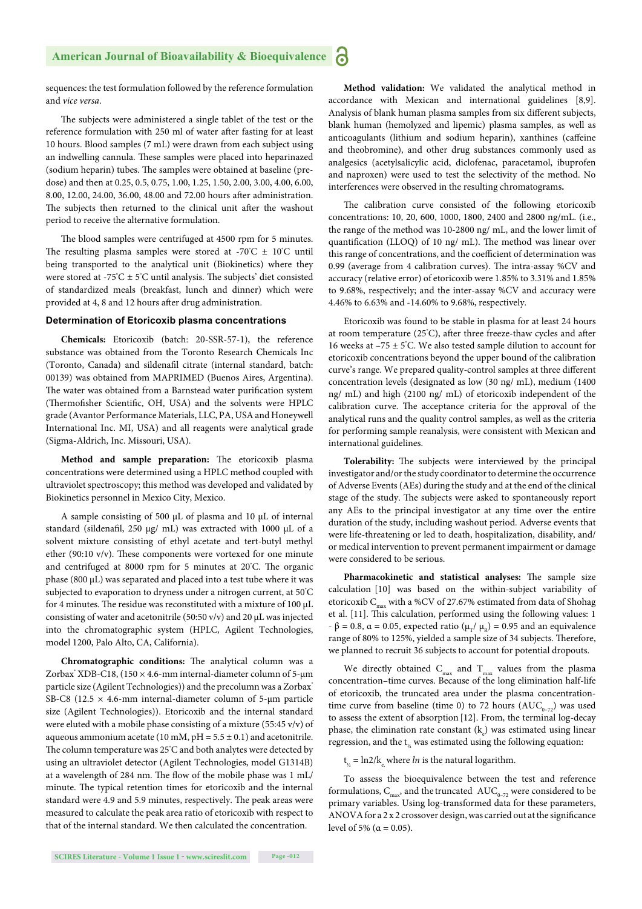sequences: the test formulation followed by the reference formulation and *vice versa*.

The subjects were administered a single tablet of the test or the reference formulation with 250 ml of water after fasting for at least 10 hours. Blood samples (7 mL) were drawn from each subject using an indwelling cannula. These samples were placed into heparinazed (sodium heparin) tubes. The samples were obtained at baseline (pre-dose) and then at 0.25, 0.5, 0.75, 1.00, 1.25, 1.50, 2.00, 3.00, 4.00, 6.00, 8.00, 12.00, 24.00, 36.00, 48.00 and 72.00 hours after administration. The subjects then returned to the clinical unit after the washout period to receive the alternative formulation.

The blood samples were centrifuged at 4500 rpm for 5 minutes. The resulting plasma samples were stored at -70°C ± 10°C until being transported to the analytical unit (Biokinetics) where they were stored at -75°C ± 5°C until analysis. The subjects' diet consisted of standardized meals (breakfast, lunch and dinner) which were provided at 4, 8 and 12 hours after drug administration.

### Determination of Etoricoxib plasma concentrations

**Chemicals:** Etoricoxib (batch: 20-SSR-57-1), the reference substance was obtained from the Toronto Research Chemicals Inc (Toronto, Canada) and sildenafil citrate (internal standard, batch: 00139) was obtained from MAPRIMED (Buenos Aires, Argentina). The water was obtained from a Barnstead water purification system (Thermofisher Scientific, OH, USA) and the solvents were HPLC grade (Avantor Performance Materials, LLC, PA, USA and Honeywell International Inc. MI, USA) and all reagents were analytical grade (Sigma-Aldrich, Inc. Missouri, USA).

**Method and sample preparation:** The etoricoxib plasma concentrations were determined using a HPLC method coupled with ultraviolet spectroscopy; this method was developed and validated by Biokinetics personnel in Mexico City, Mexico.

A sample consisting of 500 μL of plasma and 10 μL of internal standard (sildenafil, 250 μg/ mL) was extracted with 1000 μL of a solvent mixture consisting of ethyl acetate and tert-butyl methyl ether (90:10 v/v). These components were vortexed for one minute and centrifuged at 8000 rpm for 5 minutes at 20°C. The organic phase (800 μL) was separated and placed into a test tube where it was subjected to evaporation to dryness under a nitrogen current, at 50°C for 4 minutes. The residue was reconstituted with a mixture of 100 μL consisting of water and acetonitrile (50:50 v/v) and 20 μL was injected into the chromatographic system (HPLC, Agilent Technologies, model 1200, Palo Alto, CA, California).

**Chromatographic conditions:** The analytical column was a Zorbax® XDB-C18, (150 × 4.6-mm internal-diameter column of 5-μm particle size (Agilent Technologies)) and the precolumn was a Zorbax® SB-C8 (12.5 × 4.6-mm internal-diameter column of 5-μm particle size (Agilent Technologies)). Etoricoxib and the internal standard were eluted with a mobile phase consisting of a mixture (55:45 v/v) of aqueous ammonium acetate (10 mM, pH = 5.5 ± 0.1) and acetonitrile. The column temperature was 25°C and both analytes were detected by using an ultraviolet detector (Agilent Technologies, model G1314B) at a wavelength of 284 nm. The flow of the mobile phase was 1 mL/ minute. The typical retention times for etoricoxib and the internal standard were 4.9 and 5.9 minutes, respectively. The peak areas were measured to calculate the peak area ratio of etoricoxib with respect to that of the internal standard. We then calculated the concentration.

**Method validation:** We validated the analytical method in accordance with Mexican and international guidelines [8,9]. Analysis of blank human plasma samples from six different subjects, blank human (hemolyzed and lipemic) plasma samples, as well as anticoagulants (lithium and sodium heparin), xanthines (caffeine and theobromine), and other drug substances commonly used as analgesics (acetylsalicylic acid, diclofenac, paracetamol, ibuprofen and naproxen) were used to test the selectivity of the method. No interferences were observed in the resulting chromatograms.

The calibration curve consisted of the following etoricoxib concentrations: 10, 20, 600, 1000, 1800, 2400 and 2800 ng/mL. (i.e., the range of the method was 10-2800 ng/ mL, and the lower limit of quantification (LLOQ) of 10 ng/ mL). The method was linear over this range of concentrations, and the coefficient of determination was 0.99 (average from 4 calibration curves). The intra-assay %CV and accuracy (relative error) of etoricoxib were 1.85% to 3.31% and 1.85% to 9.68%, respectively; and the inter-assay %CV and accuracy were 4.46% to 6.63% and -14.60% to 9.68%, respectively.

Etoricoxib was found to be stable in plasma for at least 24 hours at room temperature (25°C), after three freeze-thaw cycles and after 16 weeks at –75 ± 5°C. We also tested sample dilution to account for etoricoxib concentrations beyond the upper bound of the calibration curve's range. We prepared quality-control samples at three different concentration levels (designated as low (30 ng/ mL), medium (1400 ng/ mL) and high (2100 ng/ mL) of etoricoxib independent of the calibration curve. The acceptance criteria for the approval of the analytical runs and the quality control samples, as well as the criteria for performing sample reanalysis, were consistent with Mexican and international guidelines.

**Tolerability:** The subjects were interviewed by the principal investigator and/or the study coordinator to determine the occurrence of Adverse Events (AEs) during the study and at the end of the clinical stage of the study. The subjects were asked to spontaneously report any AEs to the principal investigator at any time over the entire duration of the study, including washout period. Adverse events that were life-threatening or led to death, hospitalization, disability, and/ or medical intervention to prevent permanent impairment or damage were considered to be serious.

**Pharmacokinetic and statistical analyses:** The sample size calculation [10] was based on the within-subject variability of etoricoxib $C_{max}$ with a %CV of 27.67% estimated from data of Shohag et al. [11]. This calculation, performed using the following values: $1 - \beta = 0.8$, $\alpha = 0.05$, expected ratio ($\mu_T/\mu_R$) = 0.95 and an equivalence range of 80% to 125%, yielded a sample size of 34 subjects. Therefore, we planned to recruit 36 subjects to account for potential dropouts.

We directly obtained $C_{max}$ and $T_{max}$ values from the plasma concentration–time curves. Because of the long elimination half-life of etoricoxib, the truncated area under the plasma concentration-time curve from baseline (time 0) to 72 hours ($AUC_{0-72}$) was used to assess the extent of absorption [12]. From, the terminal log-decay phase, the elimination rate constant ($k_e$) was estimated using linear regression, and the $t_{½}$ was estimated using the following equation:

$t_{½} = \ln 2/k_e$, where *ln* is the natural logarithm.

To assess the bioequivalence between the test and reference formulations, $C_{max}$, and the truncated $AUC_{0-72}$ were considered to be primary variables. Using log-transformed data for these parameters, ANOVA for a 2 x 2 crossover design, was carried out at the significance level of 5% ($\alpha = 0.05$).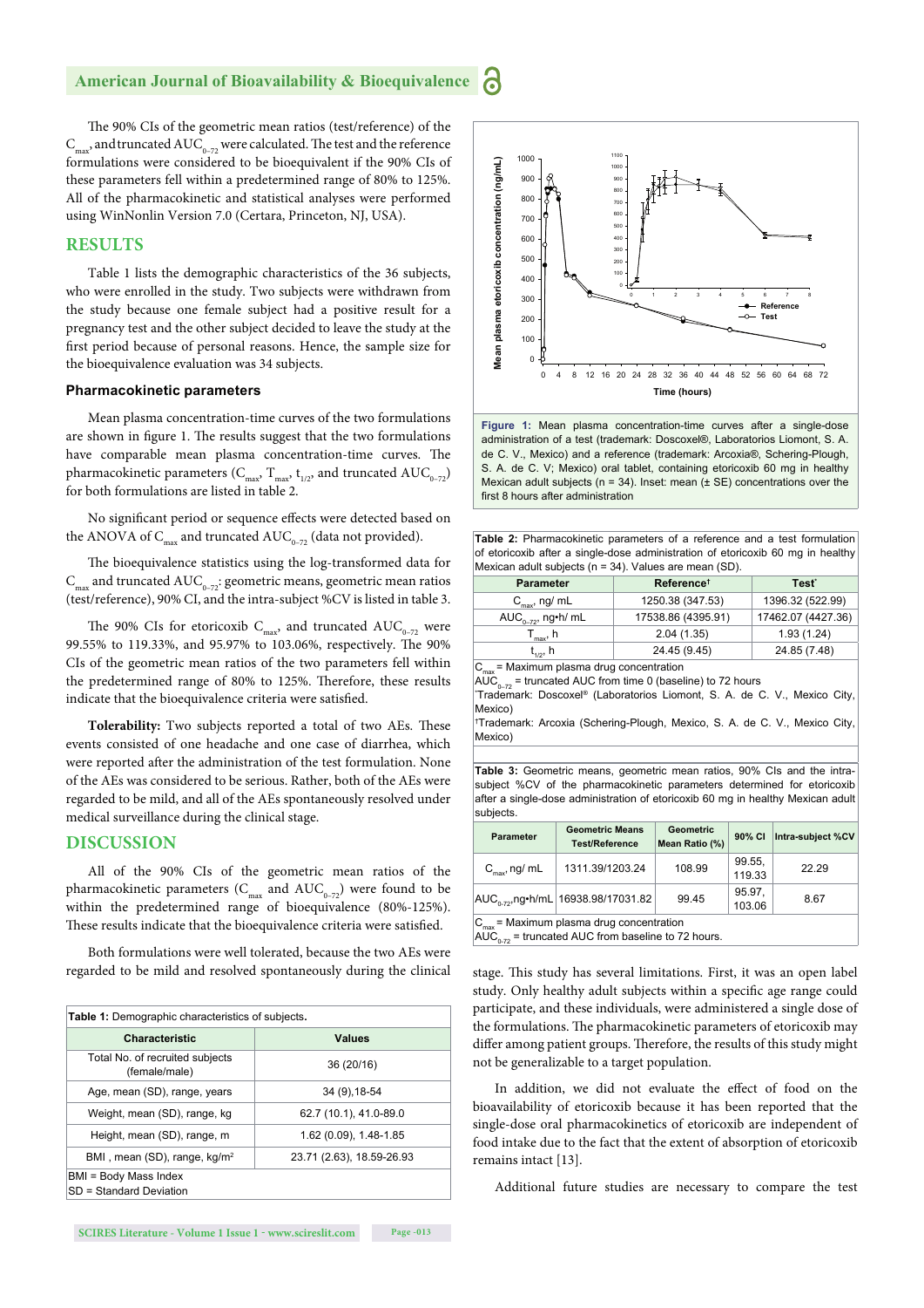The 90% CIs of the geometric mean ratios (test/reference) of the $C_{max}$, and truncated $AUC_{0-72}$ were calculated. The test and the reference formulations were considered to be bioequivalent if the 90% CIs of these parameters fell within a predetermined range of 80% to 125%. All of the pharmacokinetic and statistical analyses were performed using WinNonlin Version 7.0 (Certara, Princeton, NJ, USA).

## RESULTS

Table 1 lists the demographic characteristics of the 36 subjects, who were enrolled in the study. Two subjects were withdrawn from the study because one female subject had a positive result for a pregnancy test and the other subject decided to leave the study at the first period because of personal reasons. Hence, the sample size for the bioequivalence evaluation was 34 subjects.

### Pharmacokinetic parameters

Mean plasma concentration-time curves of the two formulations are shown in figure 1. The results suggest that the two formulations have comparable mean plasma concentration-time curves. The pharmacokinetic parameters ($C_{max}$, $T_{max}$, $t_{1/2}$, and truncated $AUC_{0-72}$) for both formulations are listed in table 2.

No significant period or sequence effects were detected based on the ANOVA of $C_{max}$ and truncated $AUC_{0-72}$ (data not provided).

The bioequivalence statistics using the log-transformed data for $C_{max}$ and truncated $AUC_{0-72}$: geometric means, geometric mean ratios (test/reference), 90% CI, and the intra-subject %CV is listed in table 3.

The 90% CIs for etoricoxib $C_{max}$, and truncated $AUC_{0-72}$ were 99.55% to 119.33%, and 95.97% to 103.06%, respectively. The 90% CIs of the geometric mean ratios of the two parameters fell within the predetermined range of 80% to 125%. Therefore, these results indicate that the bioequivalence criteria were satisfied.

**Tolerability:** Two subjects reported a total of two AEs. These events consisted of one headache and one case of diarrhea, which were reported after the administration of the test formulation. None of the AEs was considered to be serious. Rather, both of the AEs were regarded to be mild, and all of the AEs spontaneously resolved under medical surveillance during the clinical stage.

## DISCUSSION

All of the 90% CIs of the geometric mean ratios of the pharmacokinetic parameters ($C_{max}$ and $AUC_{0-72}$) were found to be within the predetermined range of bioequivalence (80%-125%). These results indicate that the bioequivalence criteria were satisfied.

Both formulations were well tolerated, because the two AEs were regarded to be mild and resolved spontaneously during the clinical stage. This study has several limitations. First, it was an open label study. Only healthy adult subjects within a specific age range could participate, and these individuals, were administered a single dose of the formulations. The pharmacokinetic parameters of etoricoxib may differ among patient groups. Therefore, the results of this study might not be generalizable to a target population.

In addition, we did not evaluate the effect of food on the bioavailability of etoricoxib because it has been reported that the single-dose oral pharmacokinetics of etoricoxib are independent of food intake due to the fact that the extent of absorption of etoricoxib remains intact [13].

Additional future studies are necessary to compare the test

**Table 1:** Demographic characteristics of subjects.

| Characteristic | Values |
|---|---|
| Total No. of recruited subjects (female/male) | 36 (20/16) |
| Age, mean (SD), range, years | 34 (9),18-54 |
| Weight, mean (SD), range, kg | 62.7 (10.1), 41.0-89.0 |
| Height, mean (SD), range, m | 1.62 (0.09), 1.48-1.85 |
| BMI , mean (SD), range, kg/m² | 23.71 (2.63), 18.59-26.93 |

BMI = Body Mass Index
SD = Standard Deviation

**Figure 1:** Mean plasma concentration-time curves after a single-dose administration of a test (trademark: Doscoxel®, Laboratorios Liomont, S. A. de C. V., Mexico) and a reference (trademark: Arcoxia®, Schering-Plough, S. A. de C. V; Mexico) oral tablet, containing etoricoxib 60 mg in healthy Mexican adult subjects (n = 34). Inset: mean (± SE) concentrations over the first 8 hours after administration

**Table 2:** Pharmacokinetic parameters of a reference and a test formulation of etoricoxib after a single-dose administration of etoricoxib 60 mg in healthy Mexican adult subjects (n = 34). Values are mean (SD).

| Parameter | Reference[†] | Test[*] |
|---|---|---|
| $C_{max}$, ng/ mL | 1250.38 (347.53) | 1396.32 (522.99) |
| $AUC_{0-72}$, ng•h/ mL | 17538.86 (4395.91) | 17462.07 (4427.36) |
| $T_{max}$, h | 2.04 (1.35) | 1.93 (1.24) |
| $t_{1/2}$, h | 24.45 (9.45) | 24.85 (7.48) |

$C_{max}$ = Maximum plasma drug concentration
$AUC_{0-72}$ = truncated AUC from time 0 (baseline) to 72 hours
[*]Trademark: Doscoxel® (Laboratorios Liomont, S. A. de C. V., Mexico City, Mexico)
[†]Trademark: Arcoxia (Schering-Plough, Mexico, S. A. de C. V., Mexico City, Mexico)

**Table 3:** Geometric means, geometric mean ratios, 90% CIs and the intra-subject %CV of the pharmacokinetic parameters determined for etoricoxib after a single-dose administration of etoricoxib 60 mg in healthy Mexican adult subjects.

| Parameter | Geometric Means Test/Reference | Geometric Mean Ratio (%) | 90% CI | Intra-subject %CV |
|---|---|---|---|---|
| $C_{max}$, ng/ mL | 1311.39/1203.24 | 108.99 | 99.55, 119.33 | 22.29 |
| $AUC_{0-72}$,ng•h/mL | 16938.98/17031.82 | 99.45 | 95.97, 103.06 | 8.67 |

$C_{max}$ = Maximum plasma drug concentration
$AUC_{0-72}$ = truncated AUC from baseline to 72 hours.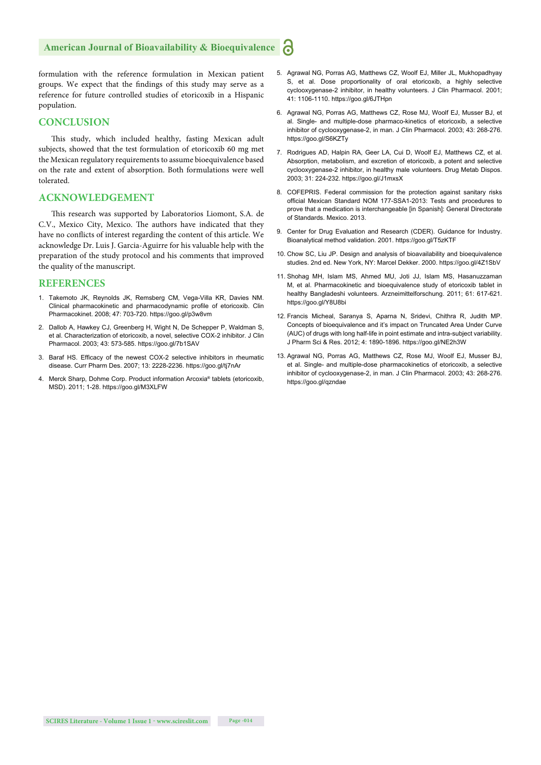formulation with the reference formulation in Mexican patient groups. We expect that the findings of this study may serve as a reference for future controlled studies of etoricoxib in a Hispanic population.

## CONCLUSION

This study, which included healthy, fasting Mexican adult subjects, showed that the test formulation of etoricoxib 60 mg met the Mexican regulatory requirements to assume bioequivalence based on the rate and extent of absorption. Both formulations were well tolerated.

## ACKNOWLEDGEMENT

This research was supported by Laboratorios Liomont, S.A. de C.V., Mexico City, Mexico. The authors have indicated that they have no conflicts of interest regarding the content of this article. We acknowledge Dr. Luis J. Garcia-Aguirre for his valuable help with the preparation of the study protocol and his comments that improved the quality of the manuscript.

## REFERENCES

1. Takemoto JK, Reynolds JK, Remsberg CM, Vega-Villa KR, Davies NM. Clinical pharmacokinetic and pharmacodynamic profile of etoricoxib. Clin Pharmacokinet. 2008; 47: 703-720. https://goo.gl/p3w8vm
2. Dallob A, Hawkey CJ, Greenberg H, Wight N, De Schepper P, Waldman S, et al. Characterization of etoricoxib, a novel, selective COX-2 inhibitor. J Clin Pharmacol. 2003; 43: 573-585. https://goo.gl/7b1SAV
3. Baraf HS. Efficacy of the newest COX-2 selective inhibitors in rheumatic disease. Curr Pharm Des. 2007; 13: 2228-2236. https://goo.gl/tj7nAr
4. Merck Sharp, Dohme Corp. Product information Arcoxia® tablets (etoricoxib, MSD). 2011; 1-28. https://goo.gl/M3XLFW
5. Agrawal NG, Porras AG, Matthews CZ, Woolf EJ, Miller JL, Mukhopadhyay S, et al. Dose proportionality of oral etoricoxib, a highly selective cyclooxygenase-2 inhibitor, in healthy volunteers. J Clin Pharmacol. 2001; 41: 1106-1110. https://goo.gl/6JTHpn
6. Agrawal NG, Porras AG, Matthews CZ, Rose MJ, Woolf EJ, Musser BJ, et al. Single- and multiple-dose pharmaco-kinetics of etoricoxib, a selective inhibitor of cyclooxygenase-2, in man. J Clin Pharmacol. 2003; 43: 268-276. https://goo.gl/S6KZTy
7. Rodrigues AD, Halpin RA, Geer LA, Cui D, Woolf EJ, Matthews CZ, et al. Absorption, metabolism, and excretion of etoricoxib, a potent and selective cyclooxygenase-2 inhibitor, in healthy male volunteers. Drug Metab Dispos. 2003; 31: 224-232. https://goo.gl/J1mxsX
8. COFEPRIS. Federal commission for the protection against sanitary risks official Mexican Standard NOM 177-SSA1-2013: Tests and procedures to prove that a medication is interchangeable [in Spanish]: General Directorate of Standards. Mexico. 2013.
9. Center for Drug Evaluation and Research (CDER). Guidance for Industry. Bioanalytical method validation. 2001. https://goo.gl/T5zKTF
10. Chow SC, Liu JP. Design and analysis of bioavailability and bioequivalence studies. 2nd ed. New York, NY: Marcel Dekker. 2000. https://goo.gl/4Z1SbV
11. Shohag MH, Islam MS, Ahmed MU, Joti JJ, Islam MS, Hasanuzzaman M, et al. Pharmacokinetic and bioequivalence study of etoricoxib tablet in healthy Bangladeshi volunteers. Arzneimittelforschung. 2011; 61: 617-621. https://goo.gl/Y8U8bi
12. Francis Micheal, Saranya S, Aparna N, Sridevi, Chithra R, Judith MP. Concepts of bioequivalence and it's impact on Truncated Area Under Curve (AUC) of drugs with long half-life in point estimate and intra-subject variability. J Pharm Sci & Res. 2012; 4: 1890-1896. https://goo.gl/NE2h3W
13. Agrawal NG, Porras AG, Matthews CZ, Rose MJ, Woolf EJ, Musser BJ, et al. Single- and multiple-dose pharmacokinetics of etoricoxib, a selective inhibitor of cyclooxygenase-2, in man. J Clin Pharmacol. 2003; 43: 268-276. https://goo.gl/qzndae